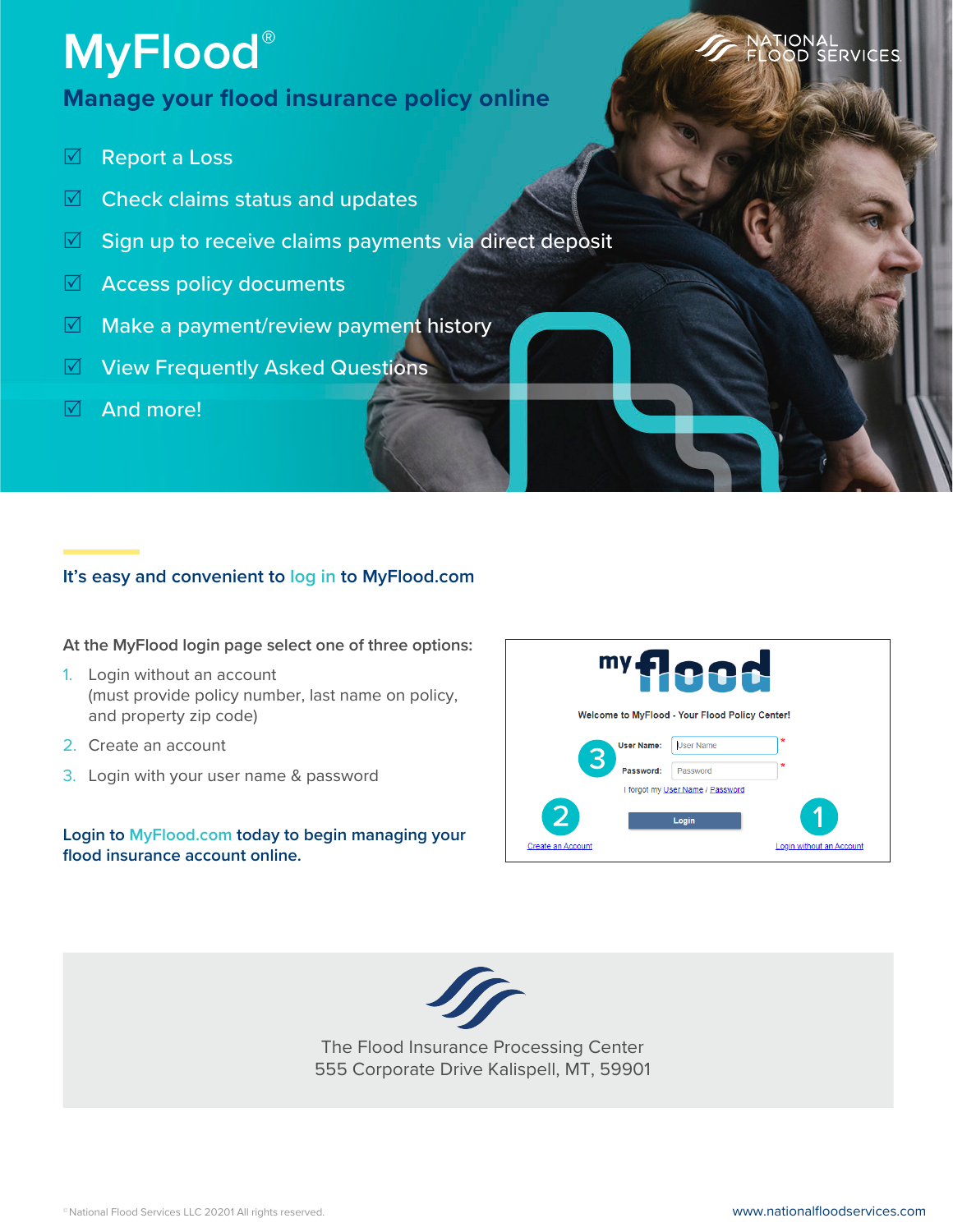# MyFlood®

NATIONAL FLOOD SERVICES

## Manage your flood insurance policy online

- ☑ Report a Loss
- ☑ Check claims status and updates
- ☑ Sign up to receive claims payments via direct deposit
- ☑ Access policy documents
- ☑ Make a payment/review payment history
- ☑ View Frequently Asked Questions
- ☑ And more!

### It's easy and convenient to log in to MyFlood.com

At the MyFlood login page select one of three options:

1. Login without an account (must provide policy number, last name on policy, and property zip code)
2. Create an account
3. Login with your user name & password

**Login to MyFlood.com today to begin managing your flood insurance account online.**

my flood

Welcome to MyFlood - Your Flood Policy Center!

3 User Name: User Name *
Password: Password *
I forgot my User Name / Password

2 Create an Account — Login — 1 Login without an Account

The Flood Insurance Processing Center
555 Corporate Drive Kalispell, MT, 59901

©National Flood Services LLC 20201 All rights reserved.

www.nationalfloodservices.com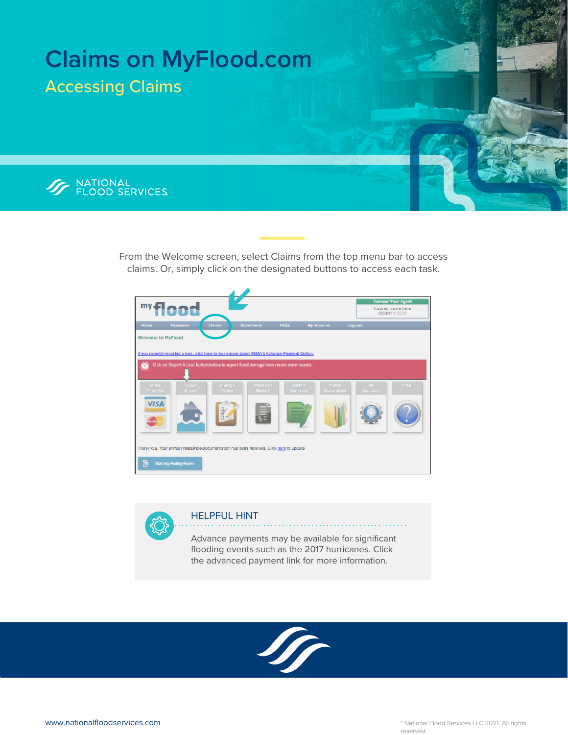# Claims on MyFlood.com

## Accessing Claims

NATIONAL FLOOD SERVICES

From the Welcome screen, select Claims from the top menu bar to access claims. Or, simply click on the designated buttons to access each task.

### HELPFUL HINT

Advance payments may be available for significant flooding events such as the 2017 hurricanes. Click the advanced payment link for more information.

www.nationalfloodservices.com

© National Flood Services LLC 2021. All rights reserved.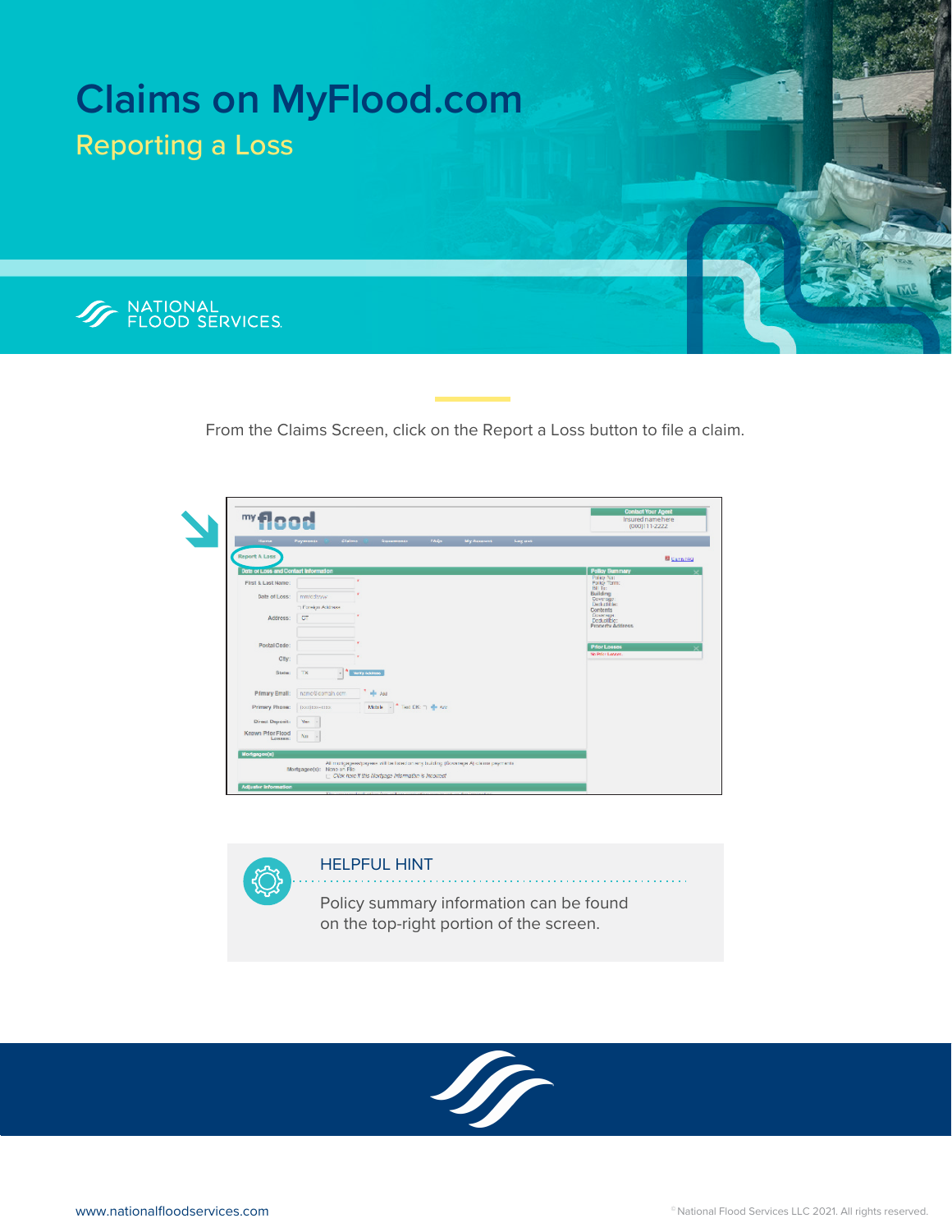# Claims on MyFlood.com

## Reporting a Loss

NATIONAL FLOOD SERVICES

From the Claims Screen, click on the Report a Loss button to file a claim.

### HELPFUL HINT

Policy summary information can be found on the top-right portion of the screen.

www.nationalfloodservices.com

© National Flood Services LLC 2021. All rights reserved.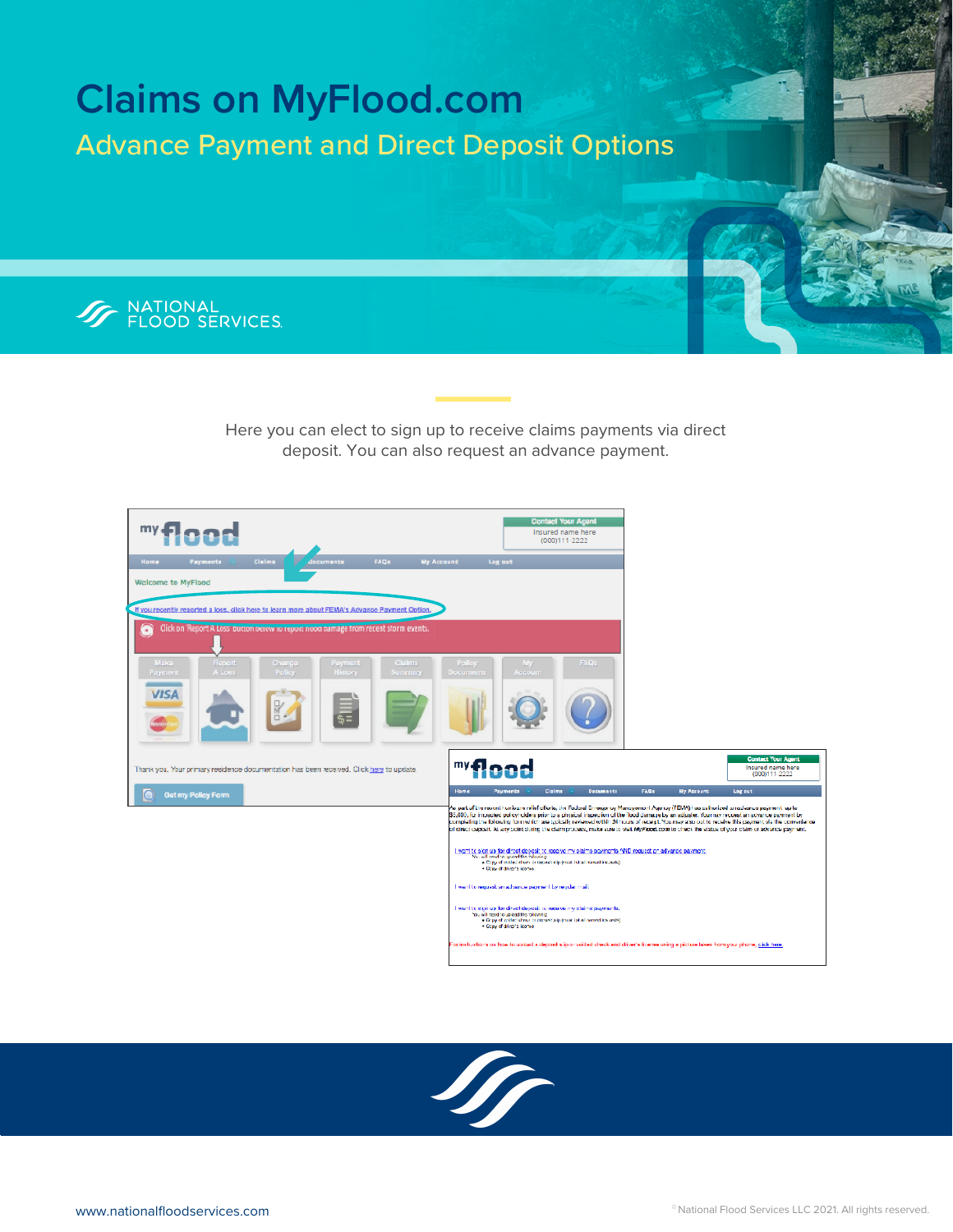# Claims on MyFlood.com

## Advance Payment and Direct Deposit Options

NATIONAL FLOOD SERVICES

Here you can elect to sign up to receive claims payments via direct deposit. You can also request an advance payment.

www.nationalfloodservices.com

© National Flood Services LLC 2021. All rights reserved.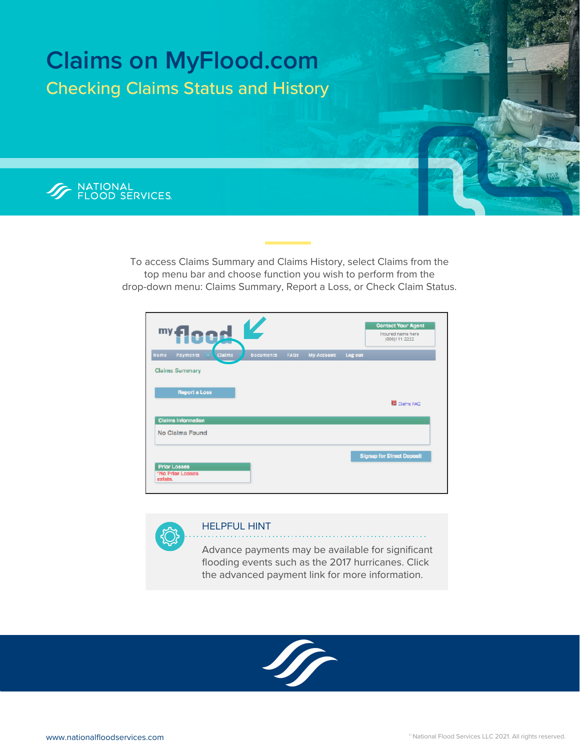# Claims on MyFlood.com

## Checking Claims Status and History

NATIONAL FLOOD SERVICES

To access Claims Summary and Claims History, select Claims from the top menu bar and choose function you wish to perform from the drop-down menu: Claims Summary, Report a Loss, or Check Claim Status.

### HELPFUL HINT

Advance payments may be available for significant flooding events such as the 2017 hurricanes. Click the advanced payment link for more information.

www.nationalfloodservices.com

© National Flood Services LLC 2021. All rights reserved.